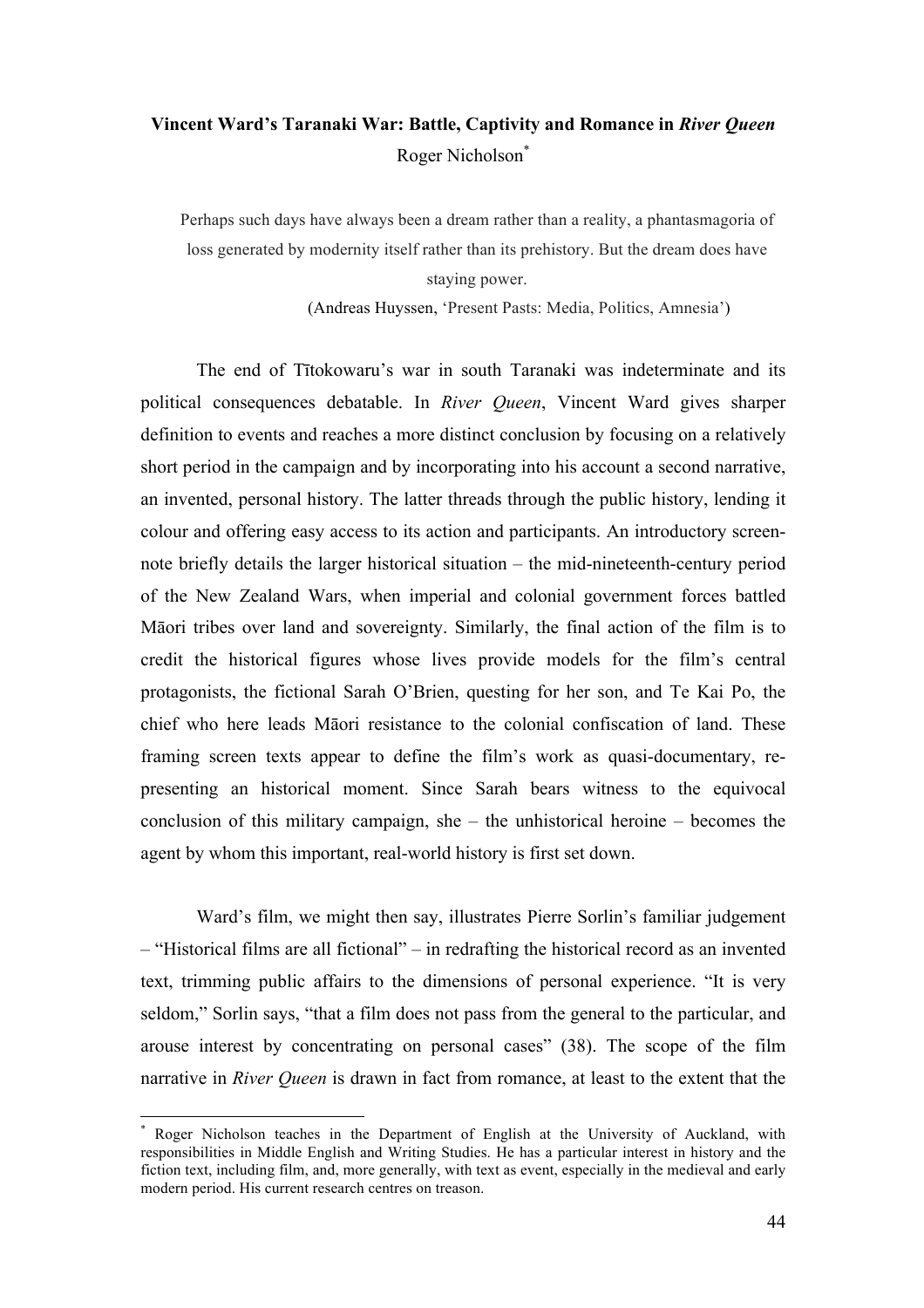# Vincent Ward's Taranaki War: Battle, Captivity and Romance in *River Queen*

Roger Nicholson[*]

> Perhaps such days have always been a dream rather than a reality, a phantasmagoria of loss generated by modernity itself rather than its prehistory. But the dream does have staying power.
>
> (Andreas Huyssen, 'Present Pasts: Media, Politics, Amnesia')

The end of Tītokowaru's war in south Taranaki was indeterminate and its political consequences debatable. In *River Queen*, Vincent Ward gives sharper definition to events and reaches a more distinct conclusion by focusing on a relatively short period in the campaign and by incorporating into his account a second narrative, an invented, personal history. The latter threads through the public history, lending it colour and offering easy access to its action and participants. An introductory screen-note briefly details the larger historical situation – the mid-nineteenth-century period of the New Zealand Wars, when imperial and colonial government forces battled Māori tribes over land and sovereignty. Similarly, the final action of the film is to credit the historical figures whose lives provide models for the film's central protagonists, the fictional Sarah O'Brien, questing for her son, and Te Kai Po, the chief who here leads Māori resistance to the colonial confiscation of land. These framing screen texts appear to define the film's work as quasi-documentary, re-presenting an historical moment. Since Sarah bears witness to the equivocal conclusion of this military campaign, she – the unhistorical heroine – becomes the agent by whom this important, real-world history is first set down.

Ward's film, we might then say, illustrates Pierre Sorlin's familiar judgement – "Historical films are all fictional" – in redrafting the historical record as an invented text, trimming public affairs to the dimensions of personal experience. "It is very seldom," Sorlin says, "that a film does not pass from the general to the particular, and arouse interest by concentrating on personal cases" (38). The scope of the film narrative in *River Queen* is drawn in fact from romance, at least to the extent that the

---

[*] Roger Nicholson teaches in the Department of English at the University of Auckland, with responsibilities in Middle English and Writing Studies. He has a particular interest in history and the fiction text, including film, and, more generally, with text as event, especially in the medieval and early modern period. His current research centres on treason.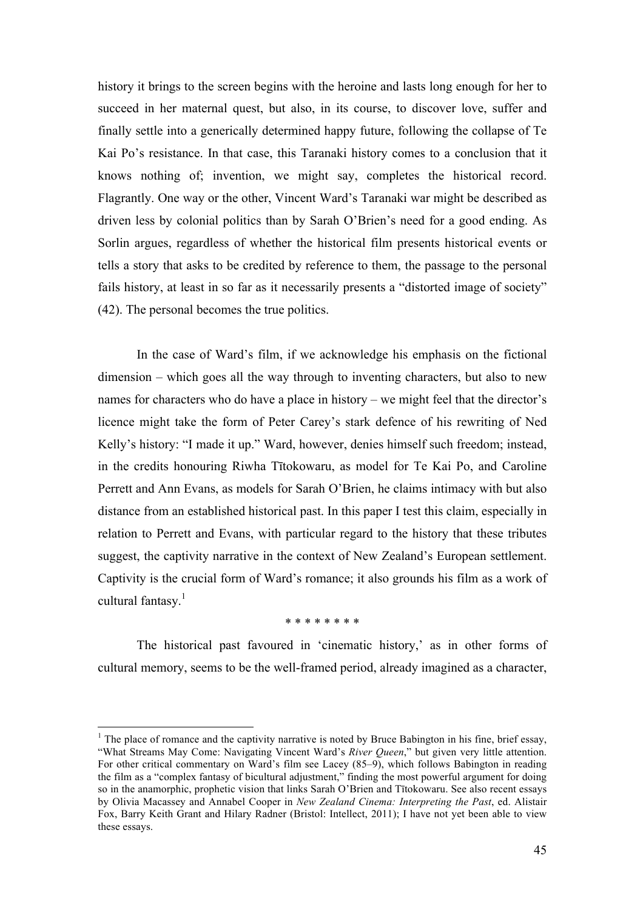history it brings to the screen begins with the heroine and lasts long enough for her to succeed in her maternal quest, but also, in its course, to discover love, suffer and finally settle into a generically determined happy future, following the collapse of Te Kai Po's resistance. In that case, this Taranaki history comes to a conclusion that it knows nothing of; invention, we might say, completes the historical record. Flagrantly. One way or the other, Vincent Ward's Taranaki war might be described as driven less by colonial politics than by Sarah O'Brien's need for a good ending. As Sorlin argues, regardless of whether the historical film presents historical events or tells a story that asks to be credited by reference to them, the passage to the personal fails history, at least in so far as it necessarily presents a "distorted image of society" (42). The personal becomes the true politics.

In the case of Ward's film, if we acknowledge his emphasis on the fictional dimension – which goes all the way through to inventing characters, but also to new names for characters who do have a place in history – we might feel that the director's licence might take the form of Peter Carey's stark defence of his rewriting of Ned Kelly's history: "I made it up." Ward, however, denies himself such freedom; instead, in the credits honouring Riwha Tītokowaru, as model for Te Kai Po, and Caroline Perrett and Ann Evans, as models for Sarah O'Brien, he claims intimacy with but also distance from an established historical past. In this paper I test this claim, especially in relation to Perrett and Evans, with particular regard to the history that these tributes suggest, the captivity narrative in the context of New Zealand's European settlement. Captivity is the crucial form of Ward's romance; it also grounds his film as a work of cultural fantasy.[1]

\* \* \* \* \* \* \* \*

The historical past favoured in 'cinematic history,' as in other forms of cultural memory, seems to be the well-framed period, already imagined as a character,

[1] The place of romance and the captivity narrative is noted by Bruce Babington in his fine, brief essay, "What Streams May Come: Navigating Vincent Ward's *River Queen*," but given very little attention. For other critical commentary on Ward's film see Lacey (85–9), which follows Babington in reading the film as a "complex fantasy of bicultural adjustment," finding the most powerful argument for doing so in the anamorphic, prophetic vision that links Sarah O'Brien and Tītokowaru. See also recent essays by Olivia Macassey and Annabel Cooper in *New Zealand Cinema: Interpreting the Past*, ed. Alistair Fox, Barry Keith Grant and Hilary Radner (Bristol: Intellect, 2011); I have not yet been able to view these essays.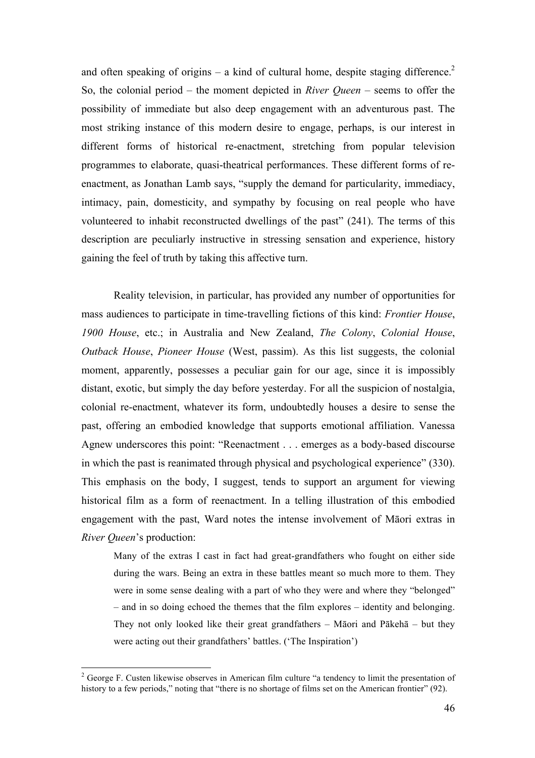and often speaking of origins – a kind of cultural home, despite staging difference.[2] So, the colonial period – the moment depicted in *River Queen* – seems to offer the possibility of immediate but also deep engagement with an adventurous past. The most striking instance of this modern desire to engage, perhaps, is our interest in different forms of historical re-enactment, stretching from popular television programmes to elaborate, quasi-theatrical performances. These different forms of re-enactment, as Jonathan Lamb says, "supply the demand for particularity, immediacy, intimacy, pain, domesticity, and sympathy by focusing on real people who have volunteered to inhabit reconstructed dwellings of the past" (241). The terms of this description are peculiarly instructive in stressing sensation and experience, history gaining the feel of truth by taking this affective turn.

Reality television, in particular, has provided any number of opportunities for mass audiences to participate in time-travelling fictions of this kind: *Frontier House*, *1900 House*, etc.; in Australia and New Zealand, *The Colony*, *Colonial House*, *Outback House*, *Pioneer House* (West, passim). As this list suggests, the colonial moment, apparently, possesses a peculiar gain for our age, since it is impossibly distant, exotic, but simply the day before yesterday. For all the suspicion of nostalgia, colonial re-enactment, whatever its form, undoubtedly houses a desire to sense the past, offering an embodied knowledge that supports emotional affiliation. Vanessa Agnew underscores this point: "Reenactment . . . emerges as a body-based discourse in which the past is reanimated through physical and psychological experience" (330). This emphasis on the body, I suggest, tends to support an argument for viewing historical film as a form of reenactment. In a telling illustration of this embodied engagement with the past, Ward notes the intense involvement of Māori extras in *River Queen*'s production:

> Many of the extras I cast in fact had great-grandfathers who fought on either side during the wars. Being an extra in these battles meant so much more to them. They were in some sense dealing with a part of who they were and where they "belonged" – and in so doing echoed the themes that the film explores – identity and belonging. They not only looked like their great grandfathers – Māori and Pākehā – but they were acting out their grandfathers' battles. ('The Inspiration')

[2] George F. Custen likewise observes in American film culture "a tendency to limit the presentation of history to a few periods," noting that "there is no shortage of films set on the American frontier" (92).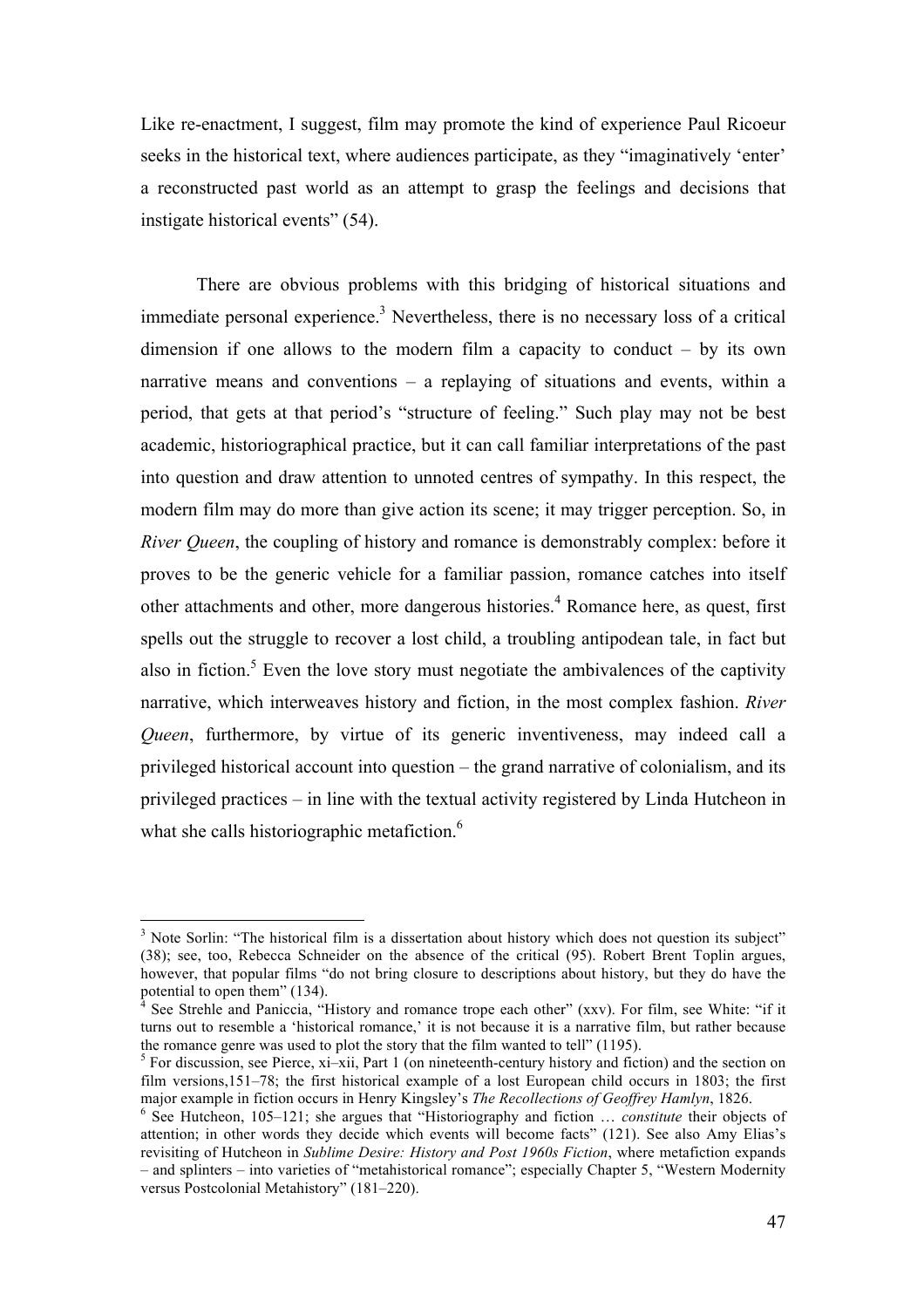Like re-enactment, I suggest, film may promote the kind of experience Paul Ricoeur seeks in the historical text, where audiences participate, as they "imaginatively 'enter' a reconstructed past world as an attempt to grasp the feelings and decisions that instigate historical events" (54).

There are obvious problems with this bridging of historical situations and immediate personal experience.[3] Nevertheless, there is no necessary loss of a critical dimension if one allows to the modern film a capacity to conduct – by its own narrative means and conventions – a replaying of situations and events, within a period, that gets at that period's "structure of feeling." Such play may not be best academic, historiographical practice, but it can call familiar interpretations of the past into question and draw attention to unnoted centres of sympathy. In this respect, the modern film may do more than give action its scene; it may trigger perception. So, in *River Queen*, the coupling of history and romance is demonstrably complex: before it proves to be the generic vehicle for a familiar passion, romance catches into itself other attachments and other, more dangerous histories.[4] Romance here, as quest, first spells out the struggle to recover a lost child, a troubling antipodean tale, in fact but also in fiction.[5] Even the love story must negotiate the ambivalences of the captivity narrative, which interweaves history and fiction, in the most complex fashion. *River Queen*, furthermore, by virtue of its generic inventiveness, may indeed call a privileged historical account into question – the grand narrative of colonialism, and its privileged practices – in line with the textual activity registered by Linda Hutcheon in what she calls historiographic metafiction.[6]

---

[3] Note Sorlin: "The historical film is a dissertation about history which does not question its subject" (38); see, too, Rebecca Schneider on the absence of the critical (95). Robert Brent Toplin argues, however, that popular films "do not bring closure to descriptions about history, but they do have the potential to open them" (134).

[4] See Strehle and Paniccia, "History and romance trope each other" (xxv). For film, see White: "if it turns out to resemble a 'historical romance,' it is not because it is a narrative film, but rather because the romance genre was used to plot the story that the film wanted to tell" (1195).

[5] For discussion, see Pierce, xi–xii, Part 1 (on nineteenth-century history and fiction) and the section on film versions,151–78; the first historical example of a lost European child occurs in 1803; the first major example in fiction occurs in Henry Kingsley's *The Recollections of Geoffrey Hamlyn*, 1826.

[6] See Hutcheon, 105–121; she argues that "Historiography and fiction … *constitute* their objects of attention; in other words they decide which events will become facts" (121). See also Amy Elias's revisiting of Hutcheon in *Sublime Desire: History and Post 1960s Fiction*, where metafiction expands – and splinters – into varieties of "metahistorical romance"; especially Chapter 5, "Western Modernity versus Postcolonial Metahistory" (181–220).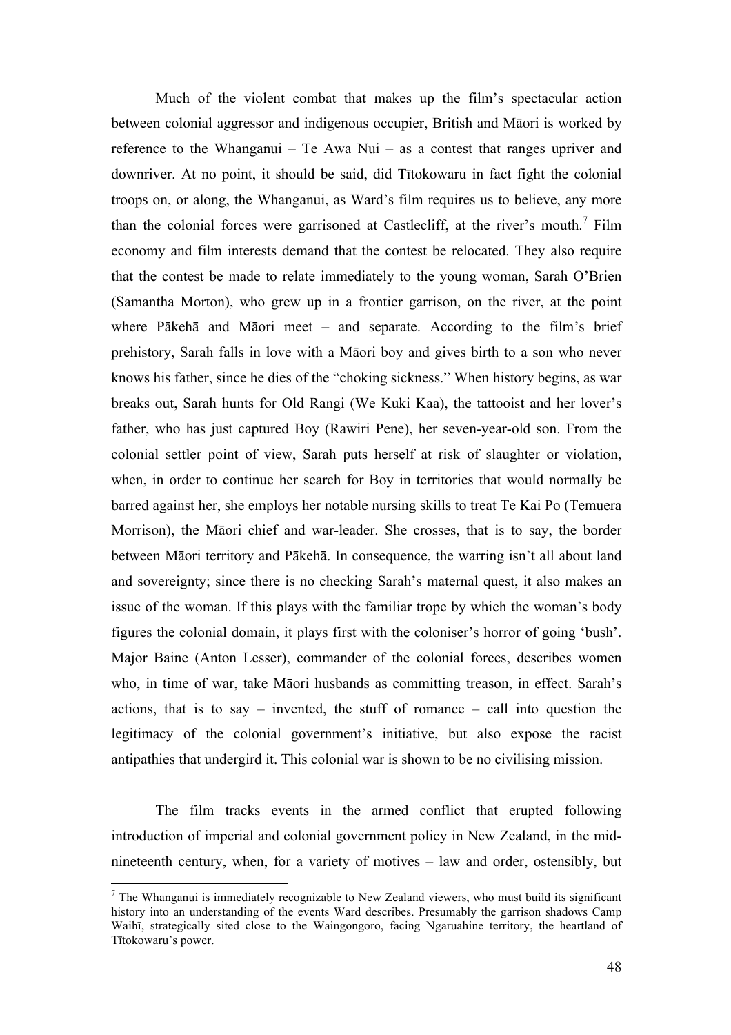Much of the violent combat that makes up the film's spectacular action between colonial aggressor and indigenous occupier, British and Māori is worked by reference to the Whanganui – Te Awa Nui – as a contest that ranges upriver and downriver. At no point, it should be said, did Tītokowaru in fact fight the colonial troops on, or along, the Whanganui, as Ward's film requires us to believe, any more than the colonial forces were garrisoned at Castlecliff, at the river's mouth.[7] Film economy and film interests demand that the contest be relocated. They also require that the contest be made to relate immediately to the young woman, Sarah O'Brien (Samantha Morton), who grew up in a frontier garrison, on the river, at the point where Pākehā and Māori meet – and separate. According to the film's brief prehistory, Sarah falls in love with a Māori boy and gives birth to a son who never knows his father, since he dies of the "choking sickness." When history begins, as war breaks out, Sarah hunts for Old Rangi (We Kuki Kaa), the tattooist and her lover's father, who has just captured Boy (Rawiri Pene), her seven-year-old son. From the colonial settler point of view, Sarah puts herself at risk of slaughter or violation, when, in order to continue her search for Boy in territories that would normally be barred against her, she employs her notable nursing skills to treat Te Kai Po (Temuera Morrison), the Māori chief and war-leader. She crosses, that is to say, the border between Māori territory and Pākehā. In consequence, the warring isn't all about land and sovereignty; since there is no checking Sarah's maternal quest, it also makes an issue of the woman. If this plays with the familiar trope by which the woman's body figures the colonial domain, it plays first with the coloniser's horror of going 'bush'. Major Baine (Anton Lesser), commander of the colonial forces, describes women who, in time of war, take Māori husbands as committing treason, in effect. Sarah's actions, that is to say – invented, the stuff of romance – call into question the legitimacy of the colonial government's initiative, but also expose the racist antipathies that undergird it. This colonial war is shown to be no civilising mission.

The film tracks events in the armed conflict that erupted following introduction of imperial and colonial government policy in New Zealand, in the mid-nineteenth century, when, for a variety of motives – law and order, ostensibly, but

[7] The Whanganui is immediately recognizable to New Zealand viewers, who must build its significant history into an understanding of the events Ward describes. Presumably the garrison shadows Camp Waihī, strategically sited close to the Waingongoro, facing Ngaruahine territory, the heartland of Tītokowaru's power.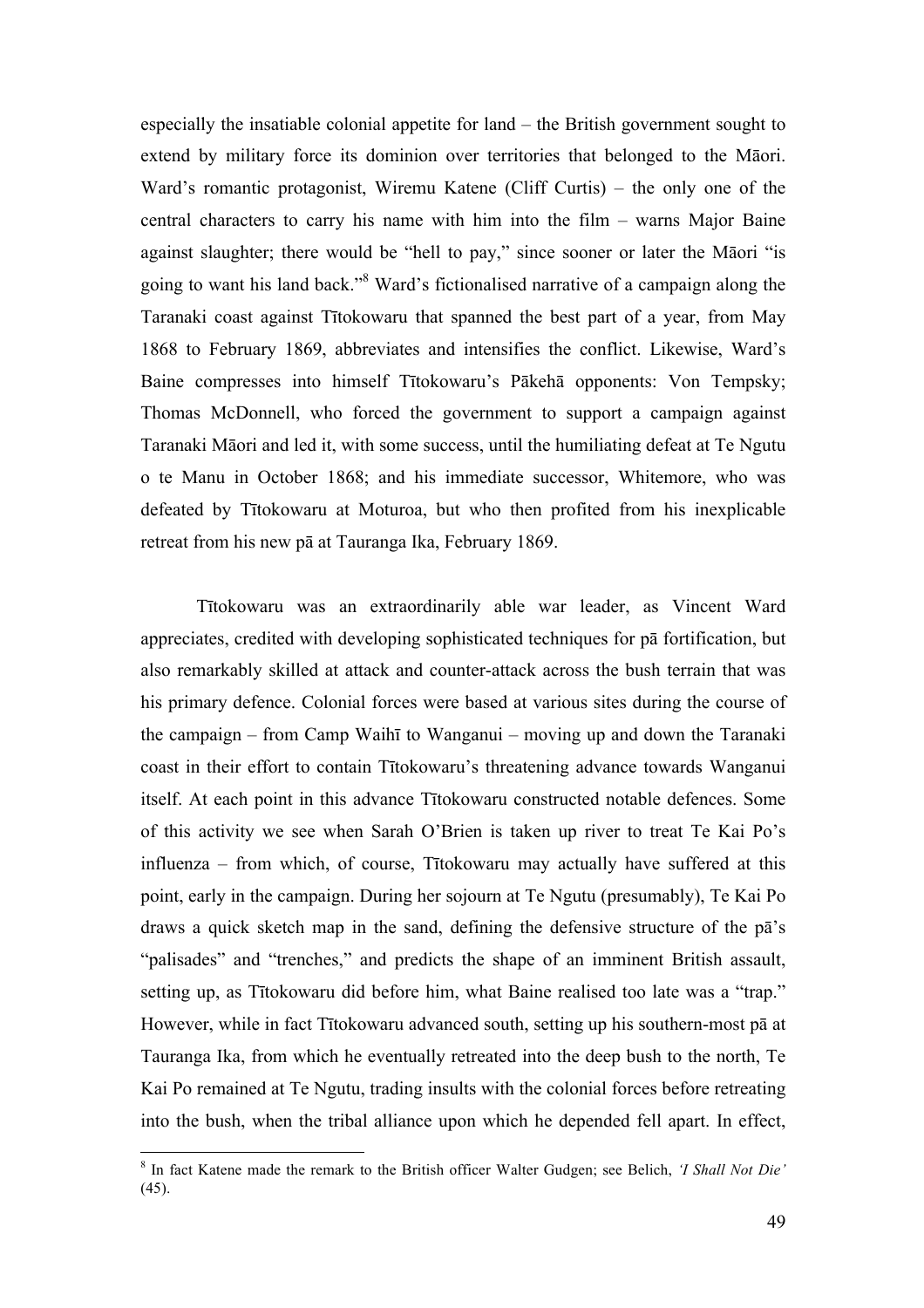especially the insatiable colonial appetite for land – the British government sought to extend by military force its dominion over territories that belonged to the Māori. Ward's romantic protagonist, Wiremu Katene (Cliff Curtis) – the only one of the central characters to carry his name with him into the film – warns Major Baine against slaughter; there would be "hell to pay," since sooner or later the Māori "is going to want his land back."[8] Ward's fictionalised narrative of a campaign along the Taranaki coast against Tītokowaru that spanned the best part of a year, from May 1868 to February 1869, abbreviates and intensifies the conflict. Likewise, Ward's Baine compresses into himself Tītokowaru's Pākehā opponents: Von Tempsky; Thomas McDonnell, who forced the government to support a campaign against Taranaki Māori and led it, with some success, until the humiliating defeat at Te Ngutu o te Manu in October 1868; and his immediate successor, Whitemore, who was defeated by Tītokowaru at Moturoa, but who then profited from his inexplicable retreat from his new pā at Tauranga Ika, February 1869.

Tītokowaru was an extraordinarily able war leader, as Vincent Ward appreciates, credited with developing sophisticated techniques for pā fortification, but also remarkably skilled at attack and counter-attack across the bush terrain that was his primary defence. Colonial forces were based at various sites during the course of the campaign – from Camp Waihī to Wanganui – moving up and down the Taranaki coast in their effort to contain Tītokowaru's threatening advance towards Wanganui itself. At each point in this advance Tītokowaru constructed notable defences. Some of this activity we see when Sarah O'Brien is taken up river to treat Te Kai Po's influenza – from which, of course, Tītokowaru may actually have suffered at this point, early in the campaign. During her sojourn at Te Ngutu (presumably), Te Kai Po draws a quick sketch map in the sand, defining the defensive structure of the pā's "palisades" and "trenches," and predicts the shape of an imminent British assault, setting up, as Tītokowaru did before him, what Baine realised too late was a "trap." However, while in fact Tītokowaru advanced south, setting up his southern-most pā at Tauranga Ika, from which he eventually retreated into the deep bush to the north, Te Kai Po remained at Te Ngutu, trading insults with the colonial forces before retreating into the bush, when the tribal alliance upon which he depended fell apart. In effect,

[8] In fact Katene made the remark to the British officer Walter Gudgen; see Belich, *'I Shall Not Die'* (45).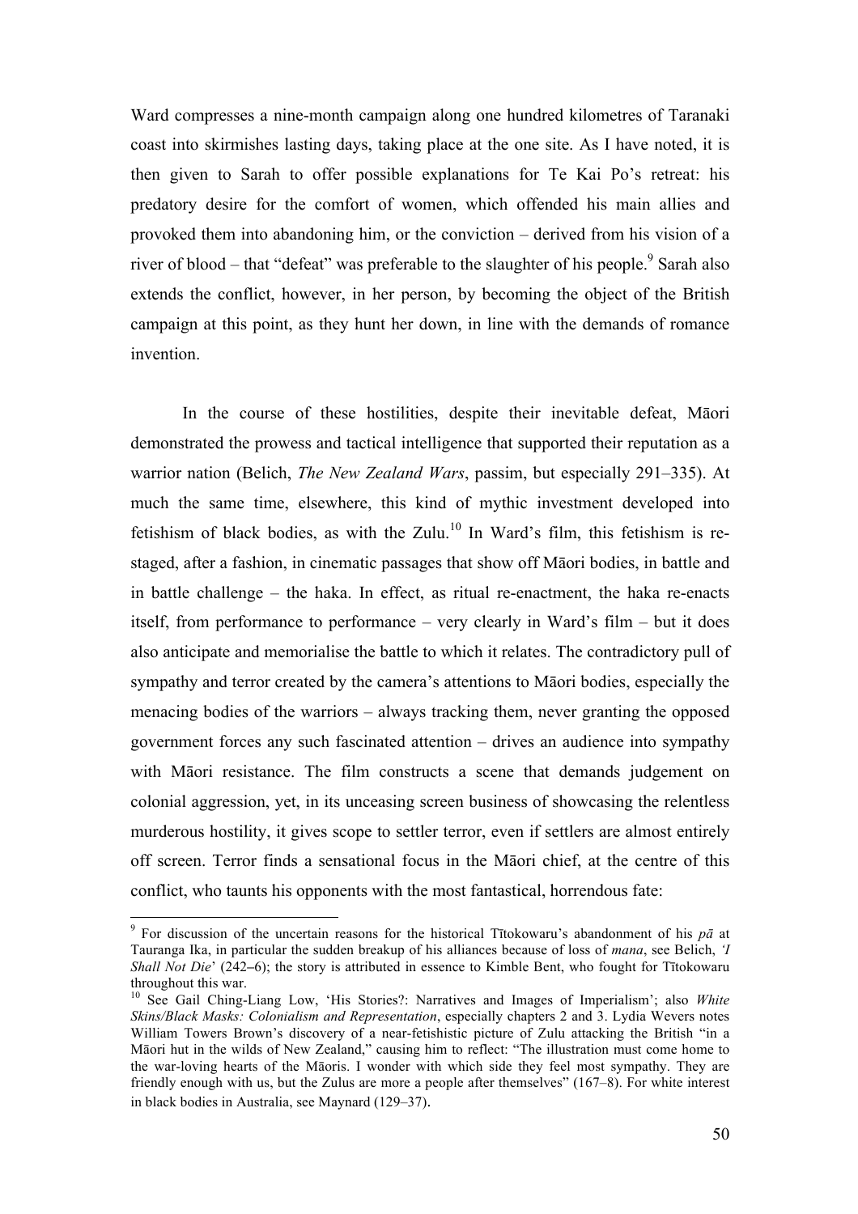Ward compresses a nine-month campaign along one hundred kilometres of Taranaki coast into skirmishes lasting days, taking place at the one site. As I have noted, it is then given to Sarah to offer possible explanations for Te Kai Po's retreat: his predatory desire for the comfort of women, which offended his main allies and provoked them into abandoning him, or the conviction – derived from his vision of a river of blood – that "defeat" was preferable to the slaughter of his people.[9] Sarah also extends the conflict, however, in her person, by becoming the object of the British campaign at this point, as they hunt her down, in line with the demands of romance invention.

In the course of these hostilities, despite their inevitable defeat, Māori demonstrated the prowess and tactical intelligence that supported their reputation as a warrior nation (Belich, *The New Zealand Wars*, passim, but especially 291–335). At much the same time, elsewhere, this kind of mythic investment developed into fetishism of black bodies, as with the Zulu.[10] In Ward's film, this fetishism is re-staged, after a fashion, in cinematic passages that show off Māori bodies, in battle and in battle challenge – the haka. In effect, as ritual re-enactment, the haka re-enacts itself, from performance to performance – very clearly in Ward's film – but it does also anticipate and memorialise the battle to which it relates. The contradictory pull of sympathy and terror created by the camera's attentions to Māori bodies, especially the menacing bodies of the warriors – always tracking them, never granting the opposed government forces any such fascinated attention – drives an audience into sympathy with Māori resistance. The film constructs a scene that demands judgement on colonial aggression, yet, in its unceasing screen business of showcasing the relentless murderous hostility, it gives scope to settler terror, even if settlers are almost entirely off screen. Terror finds a sensational focus in the Māori chief, at the centre of this conflict, who taunts his opponents with the most fantastical, horrendous fate:

---

[9] For discussion of the uncertain reasons for the historical Tītokowaru's abandonment of his *pā* at Tauranga Ika, in particular the sudden breakup of his alliances because of loss of *mana*, see Belich, *'I Shall Not Die'* (242–6); the story is attributed in essence to Kimble Bent, who fought for Tītokowaru throughout this war.

[10] See Gail Ching-Liang Low, 'His Stories?: Narratives and Images of Imperialism'; also *White Skins/Black Masks: Colonialism and Representation*, especially chapters 2 and 3. Lydia Wevers notes William Towers Brown's discovery of a near-fetishistic picture of Zulu attacking the British "in a Māori hut in the wilds of New Zealand," causing him to reflect: "The illustration must come home to the war-loving hearts of the Māoris. I wonder with which side they feel most sympathy. They are friendly enough with us, but the Zulus are more a people after themselves" (167–8). For white interest in black bodies in Australia, see Maynard (129–37).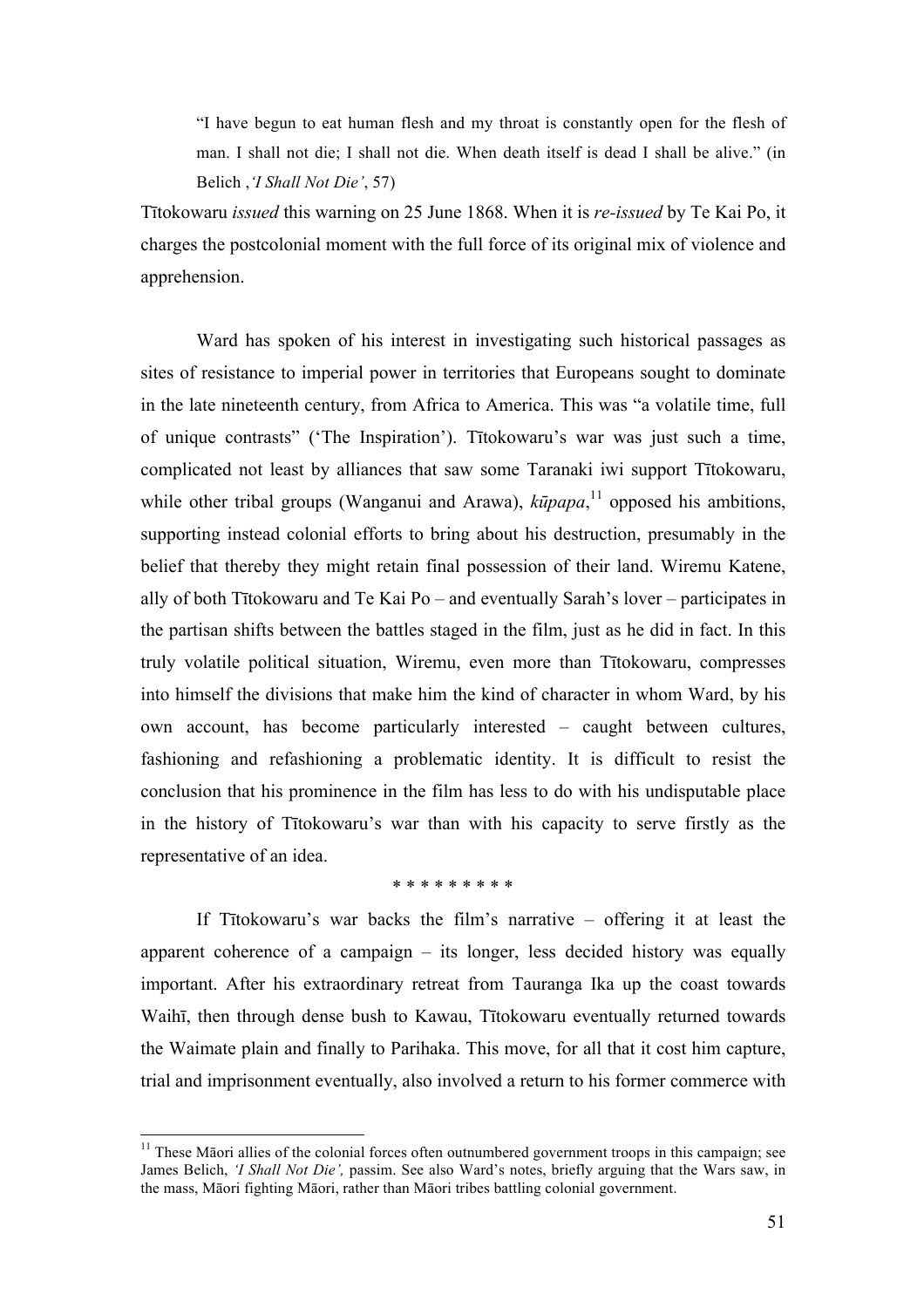> “I have begun to eat human flesh and my throat is constantly open for the flesh of man. I shall not die; I shall not die. When death itself is dead I shall be alive.” (in Belich ,*‘I Shall Not Die’*, 57)

Tītokowaru *issued* this warning on 25 June 1868. When it is *re-issued* by Te Kai Po, it charges the postcolonial moment with the full force of its original mix of violence and apprehension.

Ward has spoken of his interest in investigating such historical passages as sites of resistance to imperial power in territories that Europeans sought to dominate in the late nineteenth century, from Africa to America. This was “a volatile time, full of unique contrasts” (‘The Inspiration’). Tītokowaru’s war was just such a time, complicated not least by alliances that saw some Taranaki iwi support Tītokowaru, while other tribal groups (Wanganui and Arawa), *kūpapa*,[11] opposed his ambitions, supporting instead colonial efforts to bring about his destruction, presumably in the belief that thereby they might retain final possession of their land. Wiremu Katene, ally of both Tītokowaru and Te Kai Po – and eventually Sarah’s lover – participates in the partisan shifts between the battles staged in the film, just as he did in fact. In this truly volatile political situation, Wiremu, even more than Tītokowaru, compresses into himself the divisions that make him the kind of character in whom Ward, by his own account, has become particularly interested – caught between cultures, fashioning and refashioning a problematic identity. It is difficult to resist the conclusion that his prominence in the film has less to do with his undisputable place in the history of Tītokowaru’s war than with his capacity to serve firstly as the representative of an idea.

\* \* \* \* \* \* \* \* \*

If Tītokowaru’s war backs the film’s narrative – offering it at least the apparent coherence of a campaign – its longer, less decided history was equally important. After his extraordinary retreat from Tauranga Ika up the coast towards Waihī, then through dense bush to Kawau, Tītokowaru eventually returned towards the Waimate plain and finally to Parihaka. This move, for all that it cost him capture, trial and imprisonment eventually, also involved a return to his former commerce with

---

[11] These Māori allies of the colonial forces often outnumbered government troops in this campaign; see James Belich, *‘I Shall Not Die’,* passim. See also Ward’s notes, briefly arguing that the Wars saw, in the mass, Māori fighting Māori, rather than Māori tribes battling colonial government.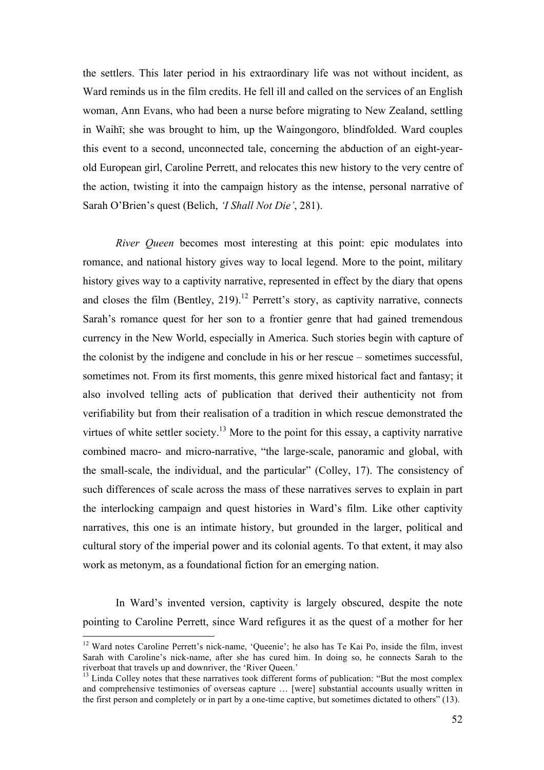the settlers. This later period in his extraordinary life was not without incident, as Ward reminds us in the film credits. He fell ill and called on the services of an English woman, Ann Evans, who had been a nurse before migrating to New Zealand, settling in Waihī; she was brought to him, up the Waingongoro, blindfolded. Ward couples this event to a second, unconnected tale, concerning the abduction of an eight-year-old European girl, Caroline Perrett, and relocates this new history to the very centre of the action, twisting it into the campaign history as the intense, personal narrative of Sarah O'Brien's quest (Belich, *'I Shall Not Die'*, 281).

*River Queen* becomes most interesting at this point: epic modulates into romance, and national history gives way to local legend. More to the point, military history gives way to a captivity narrative, represented in effect by the diary that opens and closes the film (Bentley, 219).[12] Perrett's story, as captivity narrative, connects Sarah's romance quest for her son to a frontier genre that had gained tremendous currency in the New World, especially in America. Such stories begin with capture of the colonist by the indigene and conclude in his or her rescue – sometimes successful, sometimes not. From its first moments, this genre mixed historical fact and fantasy; it also involved telling acts of publication that derived their authenticity not from verifiability but from their realisation of a tradition in which rescue demonstrated the virtues of white settler society.[13] More to the point for this essay, a captivity narrative combined macro- and micro-narrative, "the large-scale, panoramic and global, with the small-scale, the individual, and the particular" (Colley, 17). The consistency of such differences of scale across the mass of these narratives serves to explain in part the interlocking campaign and quest histories in Ward's film. Like other captivity narratives, this one is an intimate history, but grounded in the larger, political and cultural story of the imperial power and its colonial agents. To that extent, it may also work as metonym, as a foundational fiction for an emerging nation.

In Ward's invented version, captivity is largely obscured, despite the note pointing to Caroline Perrett, since Ward refigures it as the quest of a mother for her

---

[12] Ward notes Caroline Perrett's nick-name, 'Queenie'; he also has Te Kai Po, inside the film, invest Sarah with Caroline's nick-name, after she has cured him. In doing so, he connects Sarah to the riverboat that travels up and downriver, the 'River Queen.'

[13] Linda Colley notes that these narratives took different forms of publication: "But the most complex and comprehensive testimonies of overseas capture … [were] substantial accounts usually written in the first person and completely or in part by a one-time captive, but sometimes dictated to others" (13).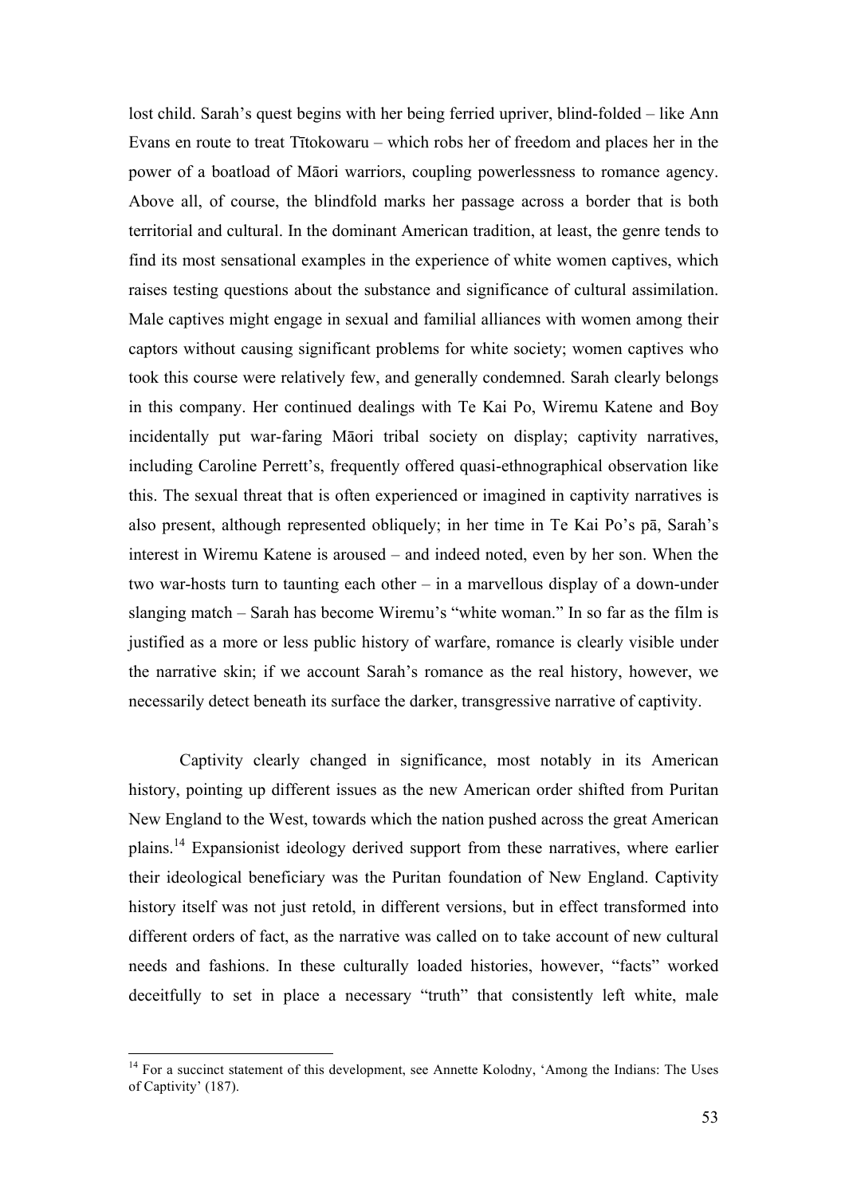lost child. Sarah's quest begins with her being ferried upriver, blind-folded – like Ann Evans en route to treat Tītokowaru – which robs her of freedom and places her in the power of a boatload of Māori warriors, coupling powerlessness to romance agency. Above all, of course, the blindfold marks her passage across a border that is both territorial and cultural. In the dominant American tradition, at least, the genre tends to find its most sensational examples in the experience of white women captives, which raises testing questions about the substance and significance of cultural assimilation. Male captives might engage in sexual and familial alliances with women among their captors without causing significant problems for white society; women captives who took this course were relatively few, and generally condemned. Sarah clearly belongs in this company. Her continued dealings with Te Kai Po, Wiremu Katene and Boy incidentally put war-faring Māori tribal society on display; captivity narratives, including Caroline Perrett's, frequently offered quasi-ethnographical observation like this. The sexual threat that is often experienced or imagined in captivity narratives is also present, although represented obliquely; in her time in Te Kai Po's pā, Sarah's interest in Wiremu Katene is aroused – and indeed noted, even by her son. When the two war-hosts turn to taunting each other – in a marvellous display of a down-under slanging match – Sarah has become Wiremu's "white woman." In so far as the film is justified as a more or less public history of warfare, romance is clearly visible under the narrative skin; if we account Sarah's romance as the real history, however, we necessarily detect beneath its surface the darker, transgressive narrative of captivity.

Captivity clearly changed in significance, most notably in its American history, pointing up different issues as the new American order shifted from Puritan New England to the West, towards which the nation pushed across the great American plains.[14] Expansionist ideology derived support from these narratives, where earlier their ideological beneficiary was the Puritan foundation of New England. Captivity history itself was not just retold, in different versions, but in effect transformed into different orders of fact, as the narrative was called on to take account of new cultural needs and fashions. In these culturally loaded histories, however, "facts" worked deceitfully to set in place a necessary "truth" that consistently left white, male

[14] For a succinct statement of this development, see Annette Kolodny, 'Among the Indians: The Uses of Captivity' (187).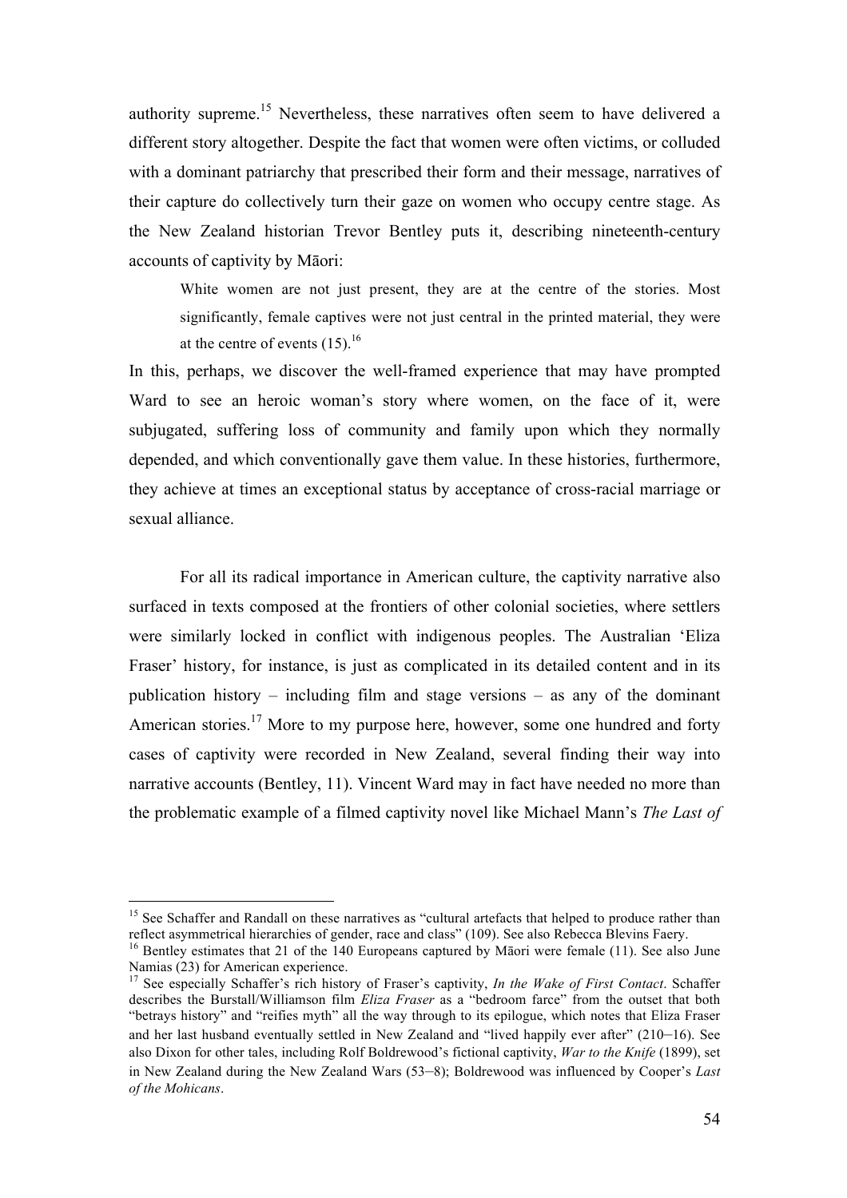authority supreme.[15] Nevertheless, these narratives often seem to have delivered a different story altogether. Despite the fact that women were often victims, or colluded with a dominant patriarchy that prescribed their form and their message, narratives of their capture do collectively turn their gaze on women who occupy centre stage. As the New Zealand historian Trevor Bentley puts it, describing nineteenth-century accounts of captivity by Māori:

> White women are not just present, they are at the centre of the stories. Most significantly, female captives were not just central in the printed material, they were at the centre of events (15).[16]

In this, perhaps, we discover the well-framed experience that may have prompted Ward to see an heroic woman's story where women, on the face of it, were subjugated, suffering loss of community and family upon which they normally depended, and which conventionally gave them value. In these histories, furthermore, they achieve at times an exceptional status by acceptance of cross-racial marriage or sexual alliance.

For all its radical importance in American culture, the captivity narrative also surfaced in texts composed at the frontiers of other colonial societies, where settlers were similarly locked in conflict with indigenous peoples. The Australian 'Eliza Fraser' history, for instance, is just as complicated in its detailed content and in its publication history – including film and stage versions – as any of the dominant American stories.[17] More to my purpose here, however, some one hundred and forty cases of captivity were recorded in New Zealand, several finding their way into narrative accounts (Bentley, 11). Vincent Ward may in fact have needed no more than the problematic example of a filmed captivity novel like Michael Mann's *The Last of*

---

[15] See Schaffer and Randall on these narratives as "cultural artefacts that helped to produce rather than reflect asymmetrical hierarchies of gender, race and class" (109). See also Rebecca Blevins Faery.

[16] Bentley estimates that 21 of the 140 Europeans captured by Māori were female (11). See also June Namias (23) for American experience.

[17] See especially Schaffer's rich history of Fraser's captivity, *In the Wake of First Contact*. Schaffer describes the Burstall/Williamson film *Eliza Fraser* as a "bedroom farce" from the outset that both "betrays history" and "reifies myth" all the way through to its epilogue, which notes that Eliza Fraser and her last husband eventually settled in New Zealand and "lived happily ever after" (210–16). See also Dixon for other tales, including Rolf Boldrewood's fictional captivity, *War to the Knife* (1899), set in New Zealand during the New Zealand Wars (53–8); Boldrewood was influenced by Cooper's *Last of the Mohicans*.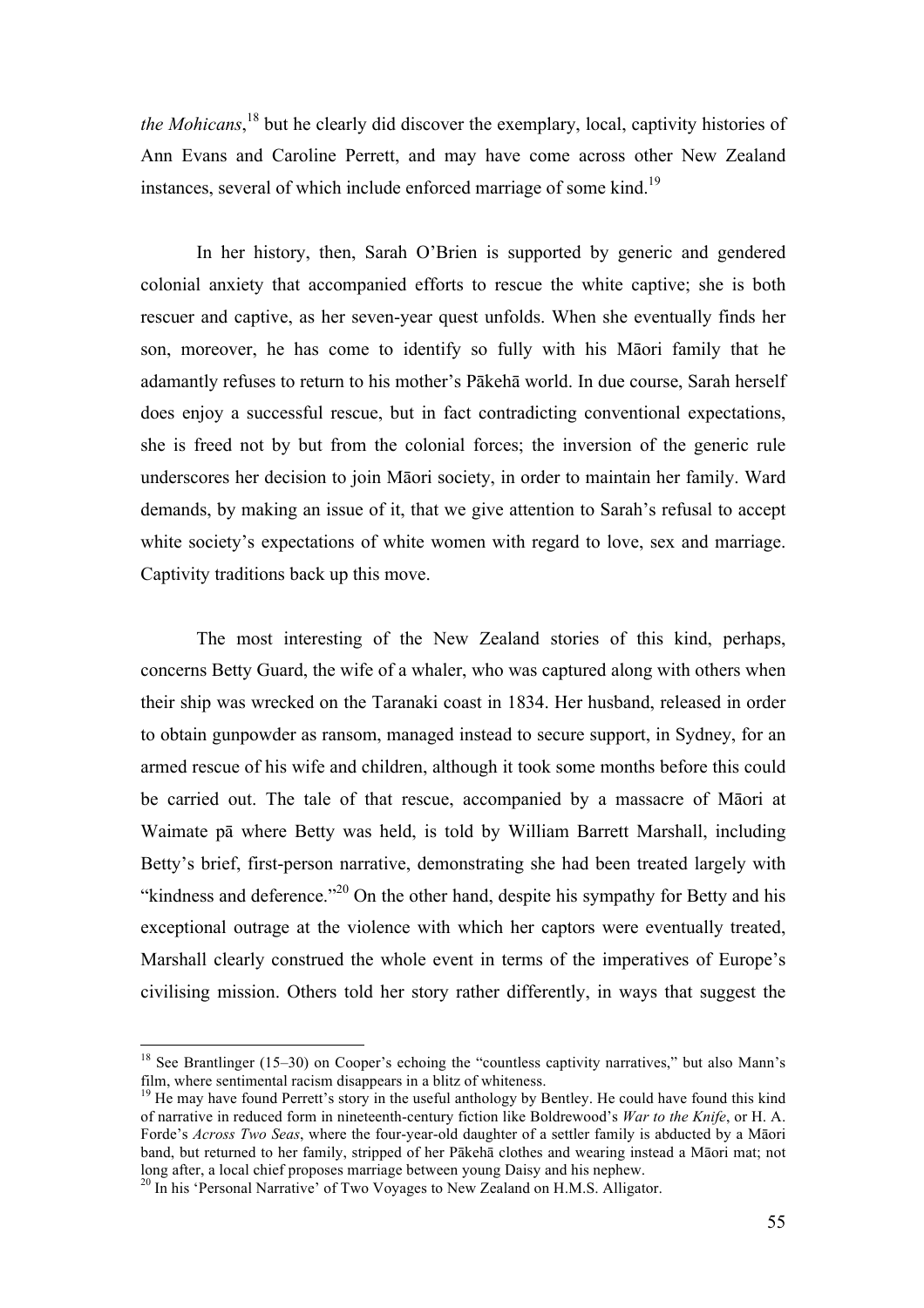*the Mohicans*,[18] but he clearly did discover the exemplary, local, captivity histories of Ann Evans and Caroline Perrett, and may have come across other New Zealand instances, several of which include enforced marriage of some kind.[19]

In her history, then, Sarah O'Brien is supported by generic and gendered colonial anxiety that accompanied efforts to rescue the white captive; she is both rescuer and captive, as her seven-year quest unfolds. When she eventually finds her son, moreover, he has come to identify so fully with his Māori family that he adamantly refuses to return to his mother's Pākehā world. In due course, Sarah herself does enjoy a successful rescue, but in fact contradicting conventional expectations, she is freed not by but from the colonial forces; the inversion of the generic rule underscores her decision to join Māori society, in order to maintain her family. Ward demands, by making an issue of it, that we give attention to Sarah's refusal to accept white society's expectations of white women with regard to love, sex and marriage. Captivity traditions back up this move.

The most interesting of the New Zealand stories of this kind, perhaps, concerns Betty Guard, the wife of a whaler, who was captured along with others when their ship was wrecked on the Taranaki coast in 1834. Her husband, released in order to obtain gunpowder as ransom, managed instead to secure support, in Sydney, for an armed rescue of his wife and children, although it took some months before this could be carried out. The tale of that rescue, accompanied by a massacre of Māori at Waimate pā where Betty was held, is told by William Barrett Marshall, including Betty's brief, first-person narrative, demonstrating she had been treated largely with "kindness and deference."[20] On the other hand, despite his sympathy for Betty and his exceptional outrage at the violence with which her captors were eventually treated, Marshall clearly construed the whole event in terms of the imperatives of Europe's civilising mission. Others told her story rather differently, in ways that suggest the

---

[18] See Brantlinger (15–30) on Cooper's echoing the "countless captivity narratives," but also Mann's film, where sentimental racism disappears in a blitz of whiteness.

[19] He may have found Perrett's story in the useful anthology by Bentley. He could have found this kind of narrative in reduced form in nineteenth-century fiction like Boldrewood's *War to the Knife*, or H. A. Forde's *Across Two Seas*, where the four-year-old daughter of a settler family is abducted by a Māori band, but returned to her family, stripped of her Pākehā clothes and wearing instead a Māori mat; not long after, a local chief proposes marriage between young Daisy and his nephew.

[20] In his 'Personal Narrative' of Two Voyages to New Zealand on H.M.S. Alligator.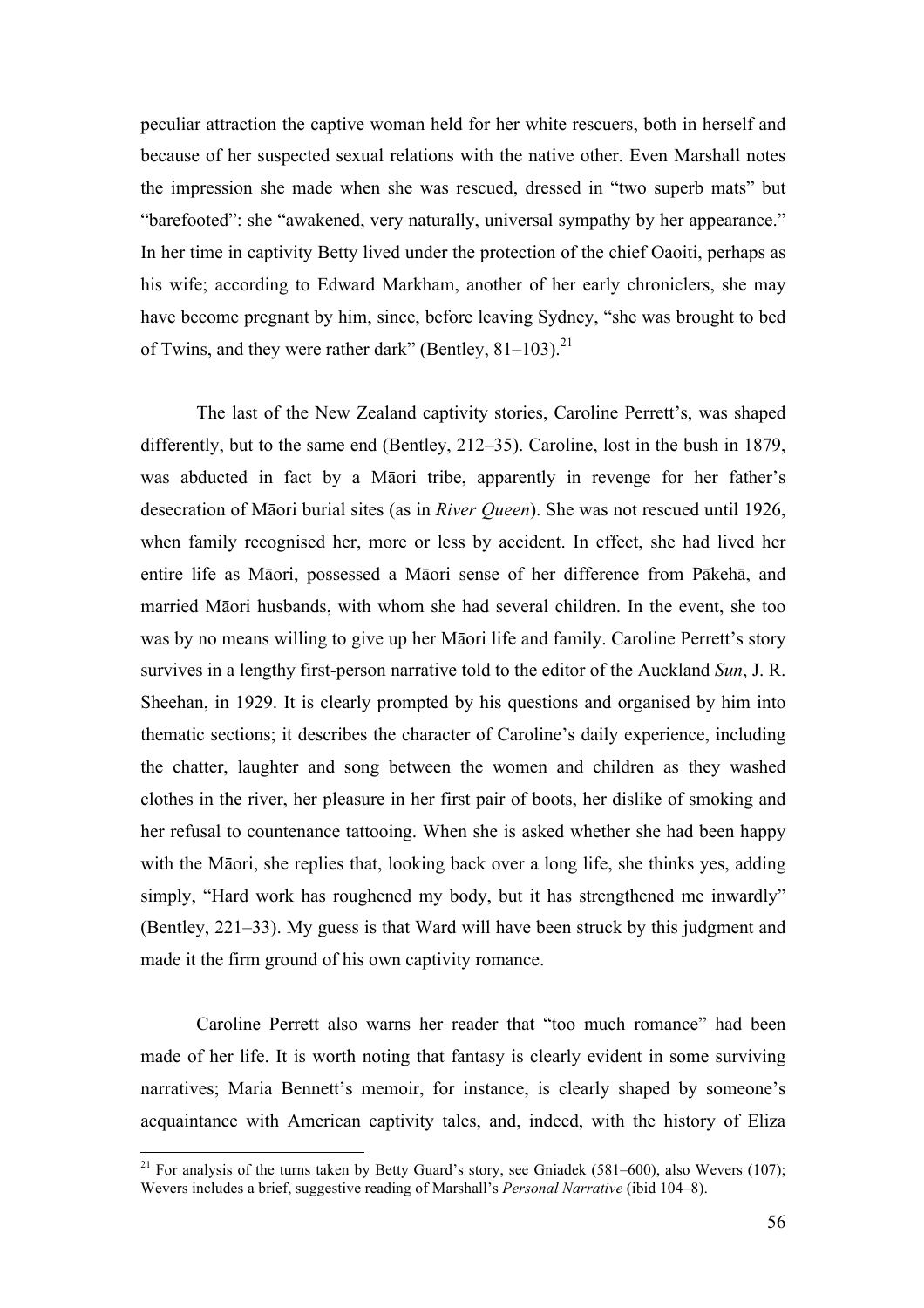peculiar attraction the captive woman held for her white rescuers, both in herself and because of her suspected sexual relations with the native other. Even Marshall notes the impression she made when she was rescued, dressed in "two superb mats" but "barefooted": she "awakened, very naturally, universal sympathy by her appearance." In her time in captivity Betty lived under the protection of the chief Oaoiti, perhaps as his wife; according to Edward Markham, another of her early chroniclers, she may have become pregnant by him, since, before leaving Sydney, "she was brought to bed of Twins, and they were rather dark" (Bentley, 81–103).[21]

The last of the New Zealand captivity stories, Caroline Perrett's, was shaped differently, but to the same end (Bentley, 212–35). Caroline, lost in the bush in 1879, was abducted in fact by a Māori tribe, apparently in revenge for her father's desecration of Māori burial sites (as in *River Queen*). She was not rescued until 1926, when family recognised her, more or less by accident. In effect, she had lived her entire life as Māori, possessed a Māori sense of her difference from Pākehā, and married Māori husbands, with whom she had several children. In the event, she too was by no means willing to give up her Māori life and family. Caroline Perrett's story survives in a lengthy first-person narrative told to the editor of the Auckland *Sun*, J. R. Sheehan, in 1929. It is clearly prompted by his questions and organised by him into thematic sections; it describes the character of Caroline's daily experience, including the chatter, laughter and song between the women and children as they washed clothes in the river, her pleasure in her first pair of boots, her dislike of smoking and her refusal to countenance tattooing. When she is asked whether she had been happy with the Māori, she replies that, looking back over a long life, she thinks yes, adding simply, "Hard work has roughened my body, but it has strengthened me inwardly" (Bentley, 221–33). My guess is that Ward will have been struck by this judgment and made it the firm ground of his own captivity romance.

Caroline Perrett also warns her reader that "too much romance" had been made of her life. It is worth noting that fantasy is clearly evident in some surviving narratives; Maria Bennett's memoir, for instance, is clearly shaped by someone's acquaintance with American captivity tales, and, indeed, with the history of Eliza

---

[21] For analysis of the turns taken by Betty Guard's story, see Gniadek (581–600), also Wevers (107); Wevers includes a brief, suggestive reading of Marshall's *Personal Narrative* (ibid 104–8).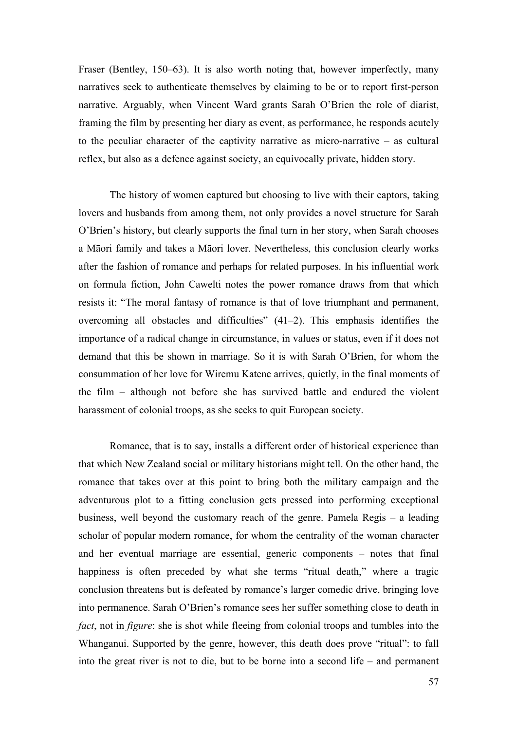Fraser (Bentley, 150–63). It is also worth noting that, however imperfectly, many narratives seek to authenticate themselves by claiming to be or to report first-person narrative. Arguably, when Vincent Ward grants Sarah O'Brien the role of diarist, framing the film by presenting her diary as event, as performance, he responds acutely to the peculiar character of the captivity narrative as micro-narrative – as cultural reflex, but also as a defence against society, an equivocally private, hidden story.

The history of women captured but choosing to live with their captors, taking lovers and husbands from among them, not only provides a novel structure for Sarah O'Brien's history, but clearly supports the final turn in her story, when Sarah chooses a Māori family and takes a Māori lover. Nevertheless, this conclusion clearly works after the fashion of romance and perhaps for related purposes. In his influential work on formula fiction, John Cawelti notes the power romance draws from that which resists it: "The moral fantasy of romance is that of love triumphant and permanent, overcoming all obstacles and difficulties" (41–2). This emphasis identifies the importance of a radical change in circumstance, in values or status, even if it does not demand that this be shown in marriage. So it is with Sarah O'Brien, for whom the consummation of her love for Wiremu Katene arrives, quietly, in the final moments of the film – although not before she has survived battle and endured the violent harassment of colonial troops, as she seeks to quit European society.

Romance, that is to say, installs a different order of historical experience than that which New Zealand social or military historians might tell. On the other hand, the romance that takes over at this point to bring both the military campaign and the adventurous plot to a fitting conclusion gets pressed into performing exceptional business, well beyond the customary reach of the genre. Pamela Regis – a leading scholar of popular modern romance, for whom the centrality of the woman character and her eventual marriage are essential, generic components – notes that final happiness is often preceded by what she terms "ritual death," where a tragic conclusion threatens but is defeated by romance's larger comedic drive, bringing love into permanence. Sarah O'Brien's romance sees her suffer something close to death in *fact*, not in *figure*: she is shot while fleeing from colonial troops and tumbles into the Whanganui. Supported by the genre, however, this death does prove "ritual": to fall into the great river is not to die, but to be borne into a second life – and permanent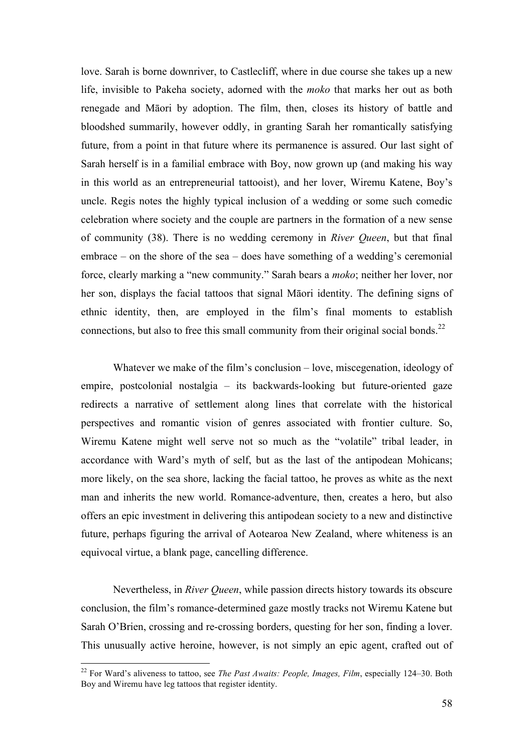love. Sarah is borne downriver, to Castlecliff, where in due course she takes up a new life, invisible to Pakeha society, adorned with the *moko* that marks her out as both renegade and Māori by adoption. The film, then, closes its history of battle and bloodshed summarily, however oddly, in granting Sarah her romantically satisfying future, from a point in that future where its permanence is assured. Our last sight of Sarah herself is in a familial embrace with Boy, now grown up (and making his way in this world as an entrepreneurial tattooist), and her lover, Wiremu Katene, Boy's uncle. Regis notes the highly typical inclusion of a wedding or some such comedic celebration where society and the couple are partners in the formation of a new sense of community (38). There is no wedding ceremony in *River Queen*, but that final embrace – on the shore of the sea – does have something of a wedding's ceremonial force, clearly marking a "new community." Sarah bears a *moko*; neither her lover, nor her son, displays the facial tattoos that signal Māori identity. The defining signs of ethnic identity, then, are employed in the film's final moments to establish connections, but also to free this small community from their original social bonds.[22]

Whatever we make of the film's conclusion – love, miscegenation, ideology of empire, postcolonial nostalgia – its backwards-looking but future-oriented gaze redirects a narrative of settlement along lines that correlate with the historical perspectives and romantic vision of genres associated with frontier culture. So, Wiremu Katene might well serve not so much as the "volatile" tribal leader, in accordance with Ward's myth of self, but as the last of the antipodean Mohicans; more likely, on the sea shore, lacking the facial tattoo, he proves as white as the next man and inherits the new world. Romance-adventure, then, creates a hero, but also offers an epic investment in delivering this antipodean society to a new and distinctive future, perhaps figuring the arrival of Aotearoa New Zealand, where whiteness is an equivocal virtue, a blank page, cancelling difference.

Nevertheless, in *River Queen*, while passion directs history towards its obscure conclusion, the film's romance-determined gaze mostly tracks not Wiremu Katene but Sarah O'Brien, crossing and re-crossing borders, questing for her son, finding a lover. This unusually active heroine, however, is not simply an epic agent, crafted out of

[22] For Ward's aliveness to tattoo, see *The Past Awaits: People, Images, Film*, especially 124–30. Both Boy and Wiremu have leg tattoos that register identity.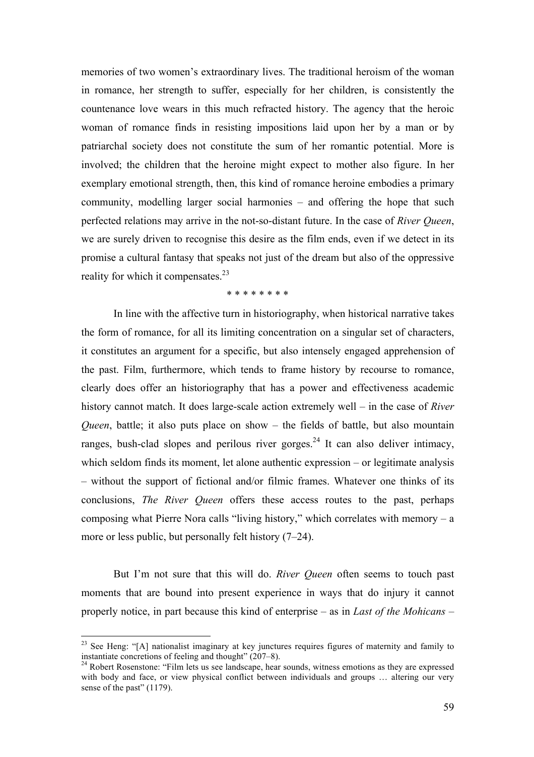memories of two women's extraordinary lives. The traditional heroism of the woman in romance, her strength to suffer, especially for her children, is consistently the countenance love wears in this much refracted history. The agency that the heroic woman of romance finds in resisting impositions laid upon her by a man or by patriarchal society does not constitute the sum of her romantic potential. More is involved; the children that the heroine might expect to mother also figure. In her exemplary emotional strength, then, this kind of romance heroine embodies a primary community, modelling larger social harmonies – and offering the hope that such perfected relations may arrive in the not-so-distant future. In the case of *River Queen*, we are surely driven to recognise this desire as the film ends, even if we detect in its promise a cultural fantasy that speaks not just of the dream but also of the oppressive reality for which it compensates.[23]

* * * * * * * *

In line with the affective turn in historiography, when historical narrative takes the form of romance, for all its limiting concentration on a singular set of characters, it constitutes an argument for a specific, but also intensely engaged apprehension of the past. Film, furthermore, which tends to frame history by recourse to romance, clearly does offer an historiography that has a power and effectiveness academic history cannot match. It does large-scale action extremely well – in the case of *River Queen*, battle; it also puts place on show – the fields of battle, but also mountain ranges, bush-clad slopes and perilous river gorges.[24] It can also deliver intimacy, which seldom finds its moment, let alone authentic expression – or legitimate analysis – without the support of fictional and/or filmic frames. Whatever one thinks of its conclusions, *The River Queen* offers these access routes to the past, perhaps composing what Pierre Nora calls "living history," which correlates with memory – a more or less public, but personally felt history (7–24).

But I'm not sure that this will do. *River Queen* often seems to touch past moments that are bound into present experience in ways that do injury it cannot properly notice, in part because this kind of enterprise – as in *Last of the Mohicans* –

[23] See Heng: "[A] nationalist imaginary at key junctures requires figures of maternity and family to instantiate concretions of feeling and thought" (207–8).

[24] Robert Rosenstone: "Film lets us see landscape, hear sounds, witness emotions as they are expressed with body and face, or view physical conflict between individuals and groups … altering our very sense of the past" (1179).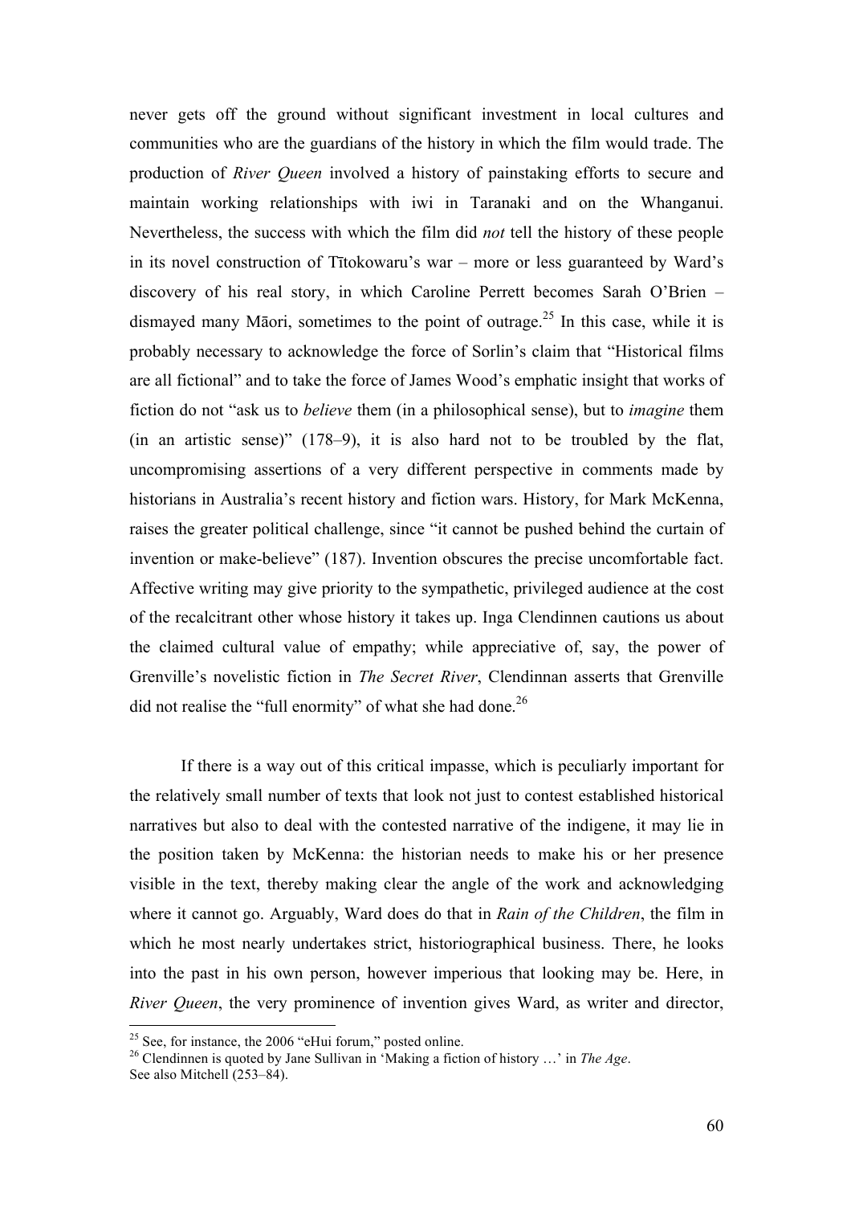never gets off the ground without significant investment in local cultures and communities who are the guardians of the history in which the film would trade. The production of *River Queen* involved a history of painstaking efforts to secure and maintain working relationships with iwi in Taranaki and on the Whanganui. Nevertheless, the success with which the film did *not* tell the history of these people in its novel construction of Tītokowaru's war – more or less guaranteed by Ward's discovery of his real story, in which Caroline Perrett becomes Sarah O'Brien – dismayed many Māori, sometimes to the point of outrage.[25] In this case, while it is probably necessary to acknowledge the force of Sorlin's claim that "Historical films are all fictional" and to take the force of James Wood's emphatic insight that works of fiction do not "ask us to *believe* them (in a philosophical sense), but to *imagine* them (in an artistic sense)" (178–9), it is also hard not to be troubled by the flat, uncompromising assertions of a very different perspective in comments made by historians in Australia's recent history and fiction wars. History, for Mark McKenna, raises the greater political challenge, since "it cannot be pushed behind the curtain of invention or make-believe" (187). Invention obscures the precise uncomfortable fact. Affective writing may give priority to the sympathetic, privileged audience at the cost of the recalcitrant other whose history it takes up. Inga Clendinnen cautions us about the claimed cultural value of empathy; while appreciative of, say, the power of Grenville's novelistic fiction in *The Secret River*, Clendinnan asserts that Grenville did not realise the "full enormity" of what she had done.[26]

If there is a way out of this critical impasse, which is peculiarly important for the relatively small number of texts that look not just to contest established historical narratives but also to deal with the contested narrative of the indigene, it may lie in the position taken by McKenna: the historian needs to make his or her presence visible in the text, thereby making clear the angle of the work and acknowledging where it cannot go. Arguably, Ward does do that in *Rain of the Children*, the film in which he most nearly undertakes strict, historiographical business. There, he looks into the past in his own person, however imperious that looking may be. Here, in *River Queen*, the very prominence of invention gives Ward, as writer and director,

[25] See, for instance, the 2006 "eHui forum," posted online.

[26] Clendinnen is quoted by Jane Sullivan in 'Making a fiction of history …' in *The Age*. See also Mitchell (253–84).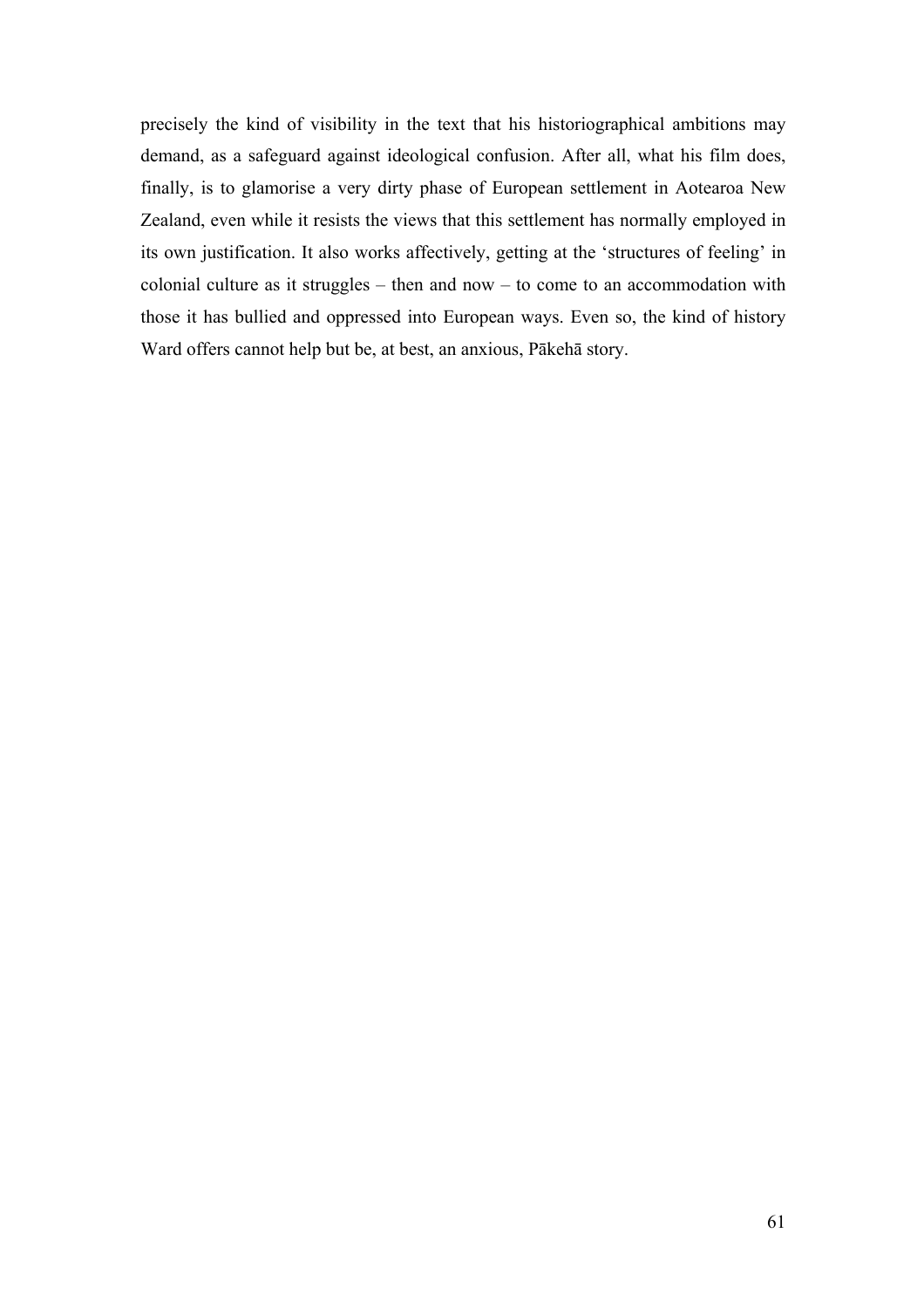precisely the kind of visibility in the text that his historiographical ambitions may demand, as a safeguard against ideological confusion. After all, what his film does, finally, is to glamorise a very dirty phase of European settlement in Aotearoa New Zealand, even while it resists the views that this settlement has normally employed in its own justification. It also works affectively, getting at the 'structures of feeling' in colonial culture as it struggles – then and now – to come to an accommodation with those it has bullied and oppressed into European ways. Even so, the kind of history Ward offers cannot help but be, at best, an anxious, Pākehā story.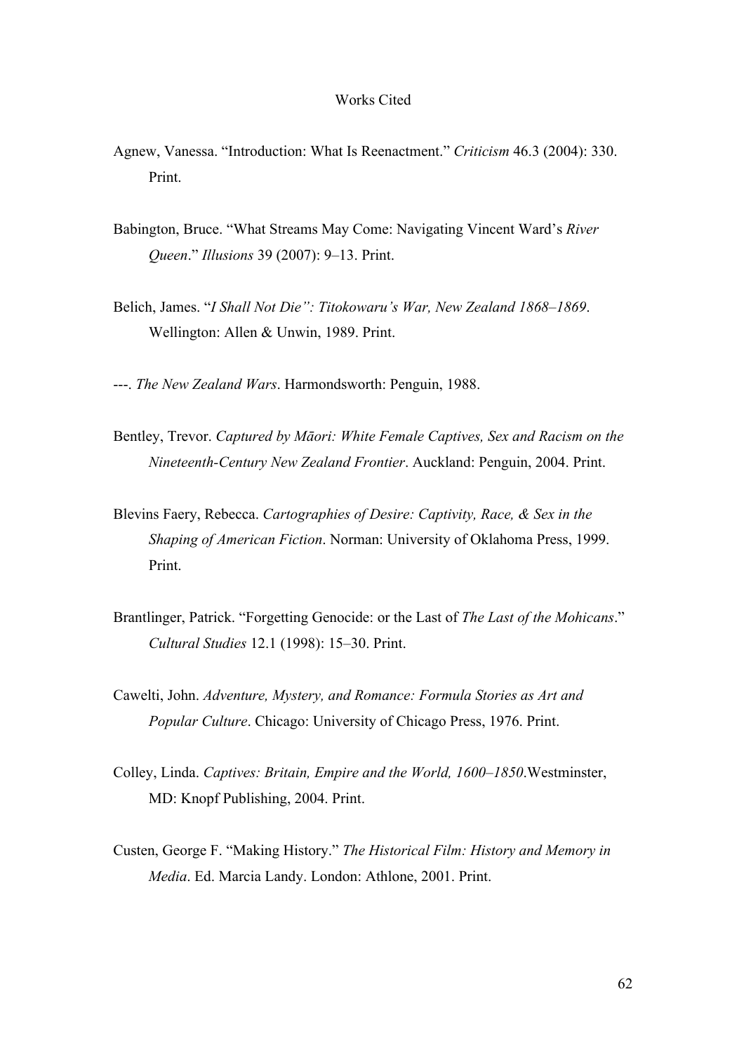# Works Cited

Agnew, Vanessa. “Introduction: What Is Reenactment.” *Criticism* 46.3 (2004): 330. Print.

Babington, Bruce. “What Streams May Come: Navigating Vincent Ward’s *River Queen*.” *Illusions* 39 (2007): 9–13. Print.

Belich, James. “*I Shall Not Die”: Titokowaru’s War, New Zealand 1868–1869*. Wellington: Allen & Unwin, 1989. Print.

---. *The New Zealand Wars*. Harmondsworth: Penguin, 1988.

Bentley, Trevor. *Captured by Māori: White Female Captives, Sex and Racism on the Nineteenth-Century New Zealand Frontier*. Auckland: Penguin, 2004. Print.

Blevins Faery, Rebecca. *Cartographies of Desire: Captivity, Race, & Sex in the Shaping of American Fiction*. Norman: University of Oklahoma Press, 1999. Print.

Brantlinger, Patrick. “Forgetting Genocide: or the Last of *The Last of the Mohicans*.” *Cultural Studies* 12.1 (1998): 15–30. Print.

Cawelti, John. *Adventure, Mystery, and Romance: Formula Stories as Art and Popular Culture*. Chicago: University of Chicago Press, 1976. Print.

Colley, Linda. *Captives: Britain, Empire and the World, 1600–1850*.Westminster, MD: Knopf Publishing, 2004. Print.

Custen, George F. “Making History.” *The Historical Film: History and Memory in Media*. Ed. Marcia Landy. London: Athlone, 2001. Print.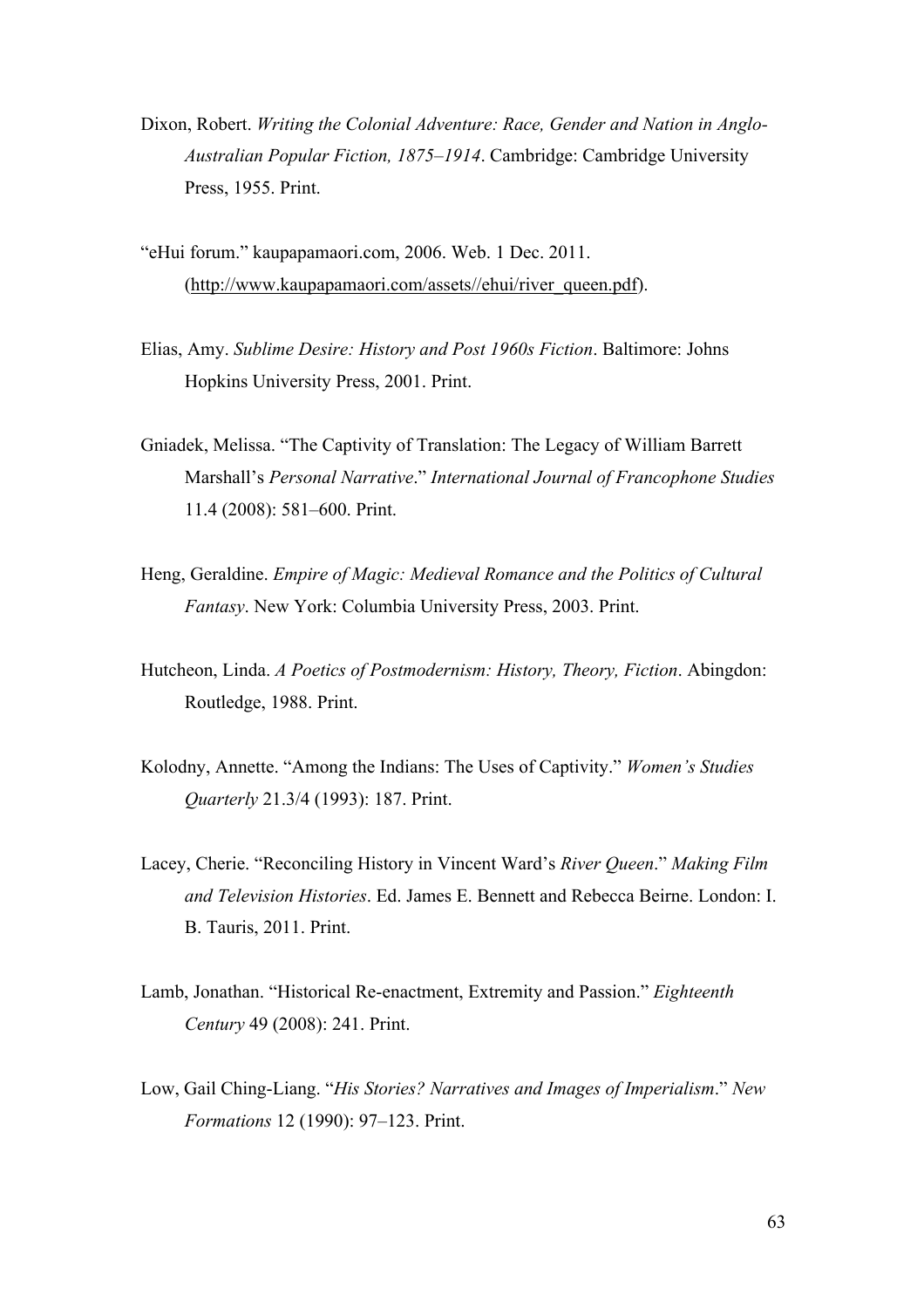Dixon, Robert. *Writing the Colonial Adventure: Race, Gender and Nation in Anglo-Australian Popular Fiction, 1875–1914*. Cambridge: Cambridge University Press, 1955. Print.

"eHui forum." kaupapamaori.com, 2006. Web. 1 Dec. 2011. (http://www.kaupapamaori.com/assets//ehui/river_queen.pdf).

Elias, Amy. *Sublime Desire: History and Post 1960s Fiction*. Baltimore: Johns Hopkins University Press, 2001. Print.

Gniadek, Melissa. "The Captivity of Translation: The Legacy of William Barrett Marshall's *Personal Narrative*." *International Journal of Francophone Studies* 11.4 (2008): 581–600. Print.

Heng, Geraldine. *Empire of Magic: Medieval Romance and the Politics of Cultural Fantasy*. New York: Columbia University Press, 2003. Print.

Hutcheon, Linda. *A Poetics of Postmodernism: History, Theory, Fiction*. Abingdon: Routledge, 1988. Print.

Kolodny, Annette. "Among the Indians: The Uses of Captivity." *Women's Studies Quarterly* 21.3/4 (1993): 187. Print.

Lacey, Cherie. "Reconciling History in Vincent Ward's *River Queen*." *Making Film and Television Histories*. Ed. James E. Bennett and Rebecca Beirne. London: I. B. Tauris, 2011. Print.

Lamb, Jonathan. "Historical Re-enactment, Extremity and Passion." *Eighteenth Century* 49 (2008): 241. Print.

Low, Gail Ching-Liang. "*His Stories? Narratives and Images of Imperialism*." *New Formations* 12 (1990): 97–123. Print.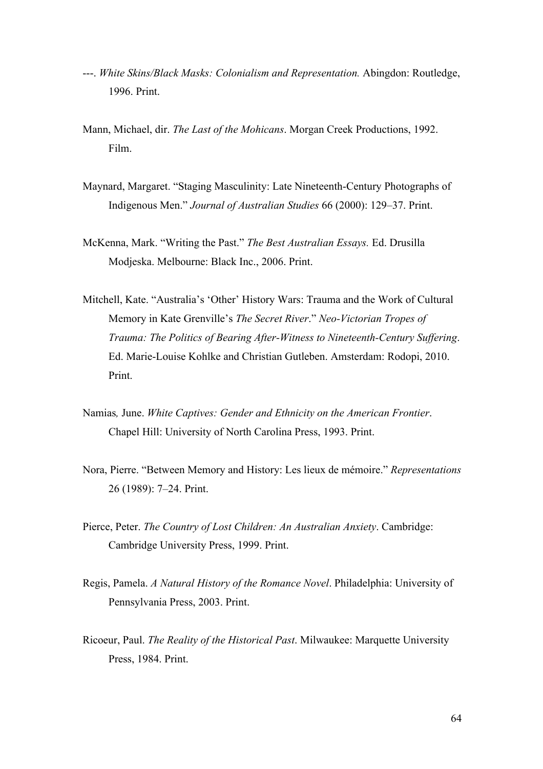---. *White Skins/Black Masks: Colonialism and Representation.* Abingdon: Routledge, 1996. Print.

Mann, Michael, dir. *The Last of the Mohicans*. Morgan Creek Productions, 1992. Film.

Maynard, Margaret. "Staging Masculinity: Late Nineteenth-Century Photographs of Indigenous Men." *Journal of Australian Studies* 66 (2000): 129–37. Print.

McKenna, Mark. "Writing the Past." *The Best Australian Essays.* Ed. Drusilla Modjeska. Melbourne: Black Inc., 2006. Print.

Mitchell, Kate. "Australia's 'Other' History Wars: Trauma and the Work of Cultural Memory in Kate Grenville's *The Secret River*." *Neo-Victorian Tropes of Trauma: The Politics of Bearing After-Witness to Nineteenth-Century Suffering*. Ed. Marie-Louise Kohlke and Christian Gutleben. Amsterdam: Rodopi, 2010. Print.

Namias, June. *White Captives: Gender and Ethnicity on the American Frontier*. Chapel Hill: University of North Carolina Press, 1993. Print.

Nora, Pierre. "Between Memory and History: Les lieux de mémoire." *Representations* 26 (1989): 7–24. Print.

Pierce, Peter. *The Country of Lost Children: An Australian Anxiety*. Cambridge: Cambridge University Press, 1999. Print.

Regis, Pamela. *A Natural History of the Romance Novel*. Philadelphia: University of Pennsylvania Press, 2003. Print.

Ricoeur, Paul. *The Reality of the Historical Past*. Milwaukee: Marquette University Press, 1984. Print.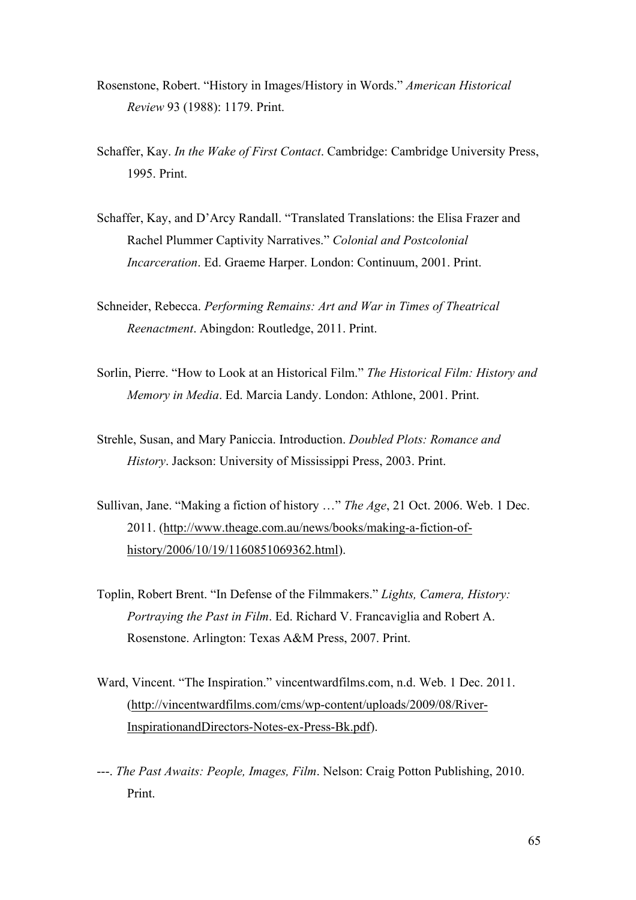Rosenstone, Robert. "History in Images/History in Words." *American Historical Review* 93 (1988): 1179. Print.

Schaffer, Kay. *In the Wake of First Contact*. Cambridge: Cambridge University Press, 1995. Print.

Schaffer, Kay, and D'Arcy Randall. "Translated Translations: the Elisa Frazer and Rachel Plummer Captivity Narratives." *Colonial and Postcolonial Incarceration*. Ed. Graeme Harper. London: Continuum, 2001. Print.

Schneider, Rebecca. *Performing Remains: Art and War in Times of Theatrical Reenactment*. Abingdon: Routledge, 2011. Print.

Sorlin, Pierre. "How to Look at an Historical Film." *The Historical Film: History and Memory in Media*. Ed. Marcia Landy. London: Athlone, 2001. Print.

Strehle, Susan, and Mary Paniccia. Introduction. *Doubled Plots: Romance and History*. Jackson: University of Mississippi Press, 2003. Print.

Sullivan, Jane. "Making a fiction of history …" *The Age*, 21 Oct. 2006. Web. 1 Dec. 2011. (http://www.theage.com.au/news/books/making-a-fiction-of-history/2006/10/19/1160851069362.html).

Toplin, Robert Brent. "In Defense of the Filmmakers." *Lights, Camera, History: Portraying the Past in Film*. Ed. Richard V. Francaviglia and Robert A. Rosenstone. Arlington: Texas A&M Press, 2007. Print.

Ward, Vincent. "The Inspiration." vincentwardfilms.com, n.d. Web. 1 Dec. 2011. (http://vincentwardfilms.com/cms/wp-content/uploads/2009/08/River-InspirationandDirectors-Notes-ex-Press-Bk.pdf).

---. *The Past Awaits: People, Images, Film*. Nelson: Craig Potton Publishing, 2010. Print.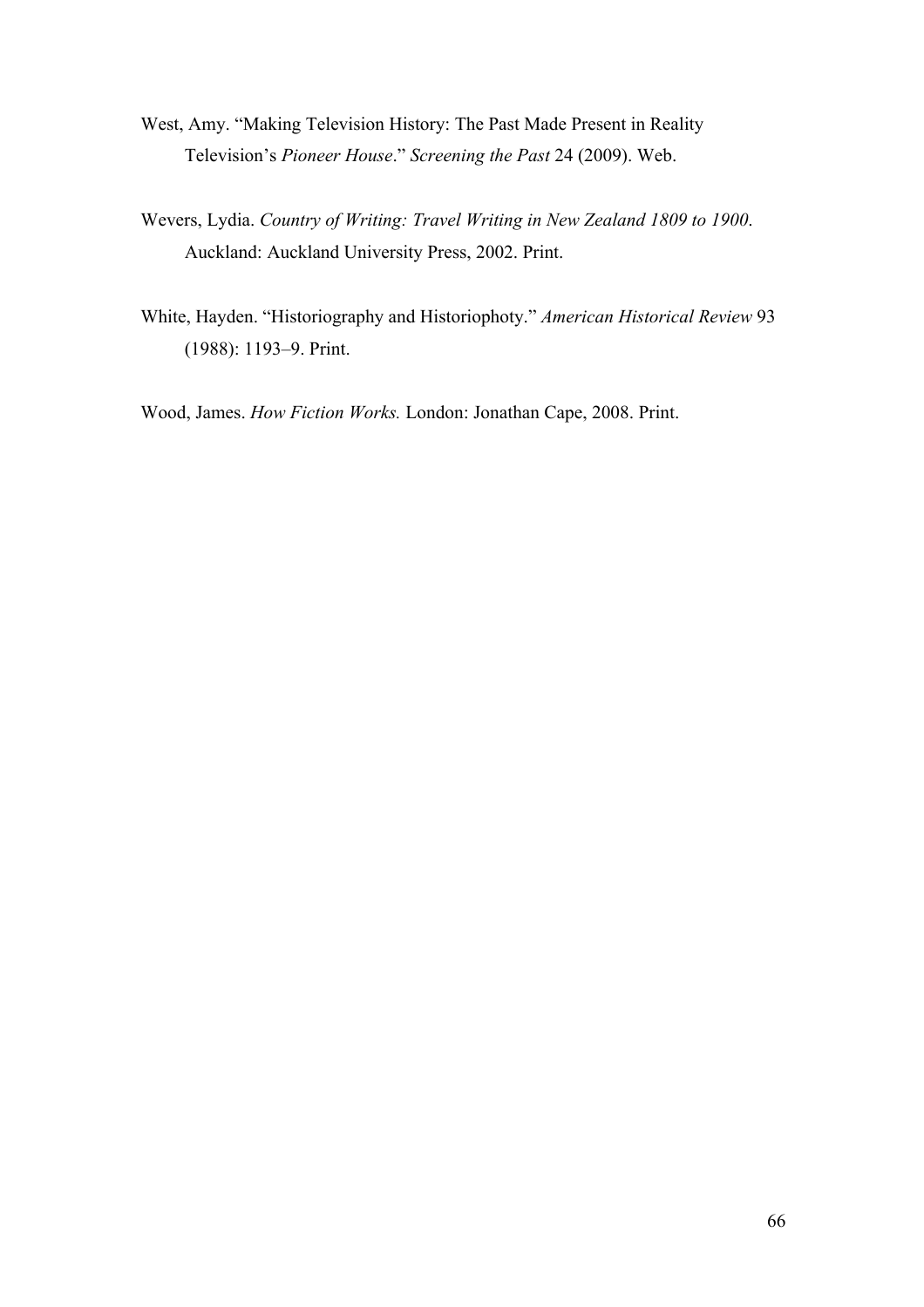West, Amy. "Making Television History: The Past Made Present in Reality Television's *Pioneer House*." *Screening the Past* 24 (2009). Web.

Wevers, Lydia. *Country of Writing: Travel Writing in New Zealand 1809 to 1900*. Auckland: Auckland University Press, 2002. Print.

White, Hayden. "Historiography and Historiophoty." *American Historical Review* 93 (1988): 1193–9. Print.

Wood, James. *How Fiction Works.* London: Jonathan Cape, 2008. Print.